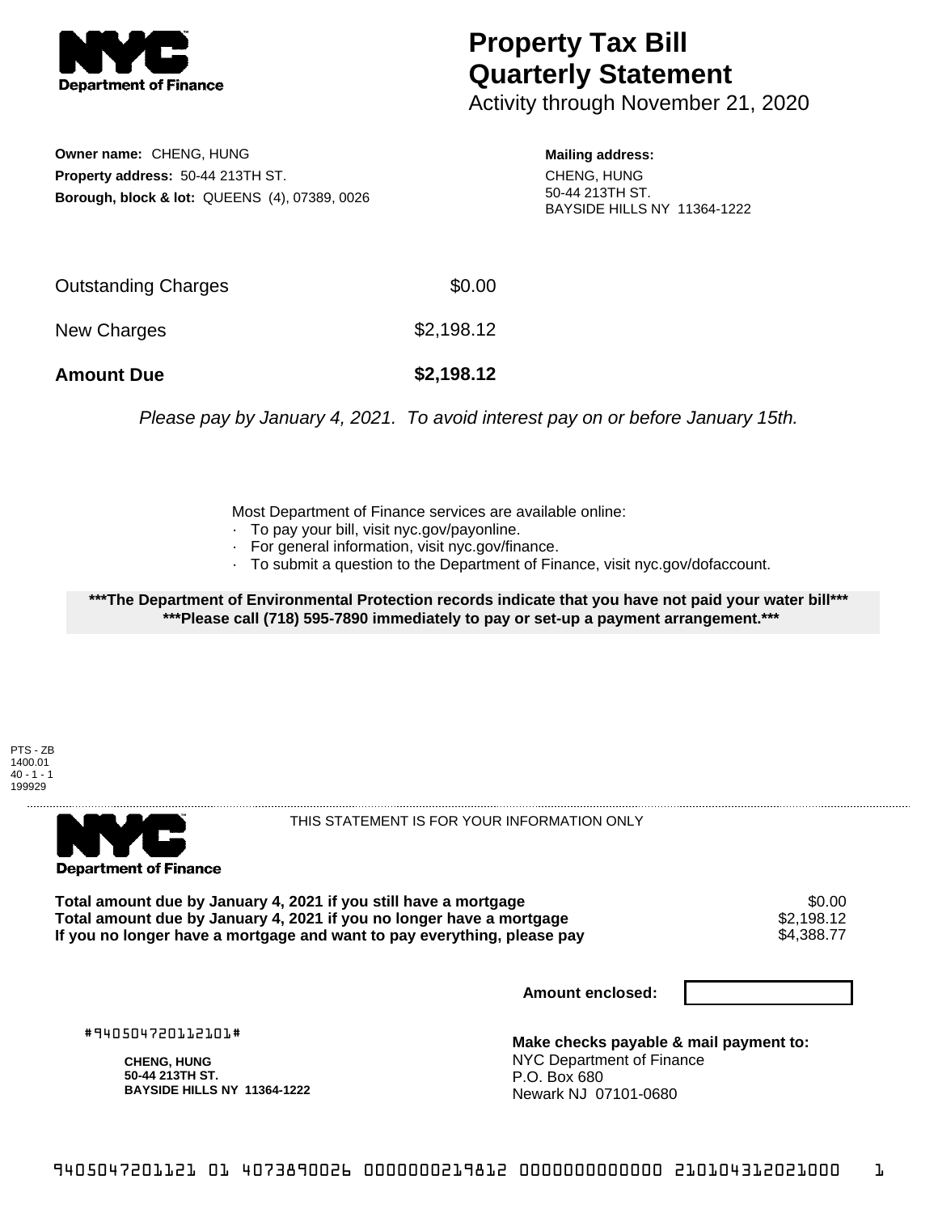**NYC Department of Finance**

# Property Tax Bill Quarterly Statement

Activity through November 21, 2020

**Owner name:** CHENG, HUNG
**Property address:** 50-44 213TH ST.
**Borough, block & lot:** QUEENS (4), 07389, 0026

**Mailing address:**
CHENG, HUNG
50-44 213TH ST.
BAYSIDE HILLS NY 11364-1222

| | |
|---|---|
| Outstanding Charges | $0.00 |
| New Charges | $2,198.12 |
| **Amount Due** | **$2,198.12** |

*Please pay by January 4, 2021. To avoid interest pay on or before January 15th.*

Most Department of Finance services are available online:

- To pay your bill, visit nyc.gov/payonline.
- For general information, visit nyc.gov/finance.
- To submit a question to the Department of Finance, visit nyc.gov/dofaccount.

**\*\*\*The Department of Environmental Protection records indicate that you have not paid your water bill\*\*\***
**\*\*\*Please call (718) 595-7890 immediately to pay or set-up a payment arrangement.\*\*\***

PTS - ZB
1400.01
40 - 1 - 1
199929

---

**NYC Department of Finance**

THIS STATEMENT IS FOR YOUR INFORMATION ONLY

| | |
|---|---|
| **Total amount due by January 4, 2021 if you still have a mortgage** | $0.00 |
| **Total amount due by January 4, 2021 if you no longer have a mortgage** | $2,198.12 |
| **If you no longer have a mortgage and want to pay everything, please pay** | $4,388.77 |

**Amount enclosed:**

#940504720112101#

**CHENG, HUNG**
**50-44 213TH ST.**
**BAYSIDE HILLS NY 11364-1222**

**Make checks payable & mail payment to:**
NYC Department of Finance
P.O. Box 680
Newark NJ 07101-0680

9405047201121 01 4073890026 0000000219812 0000000000000 210104312021000 1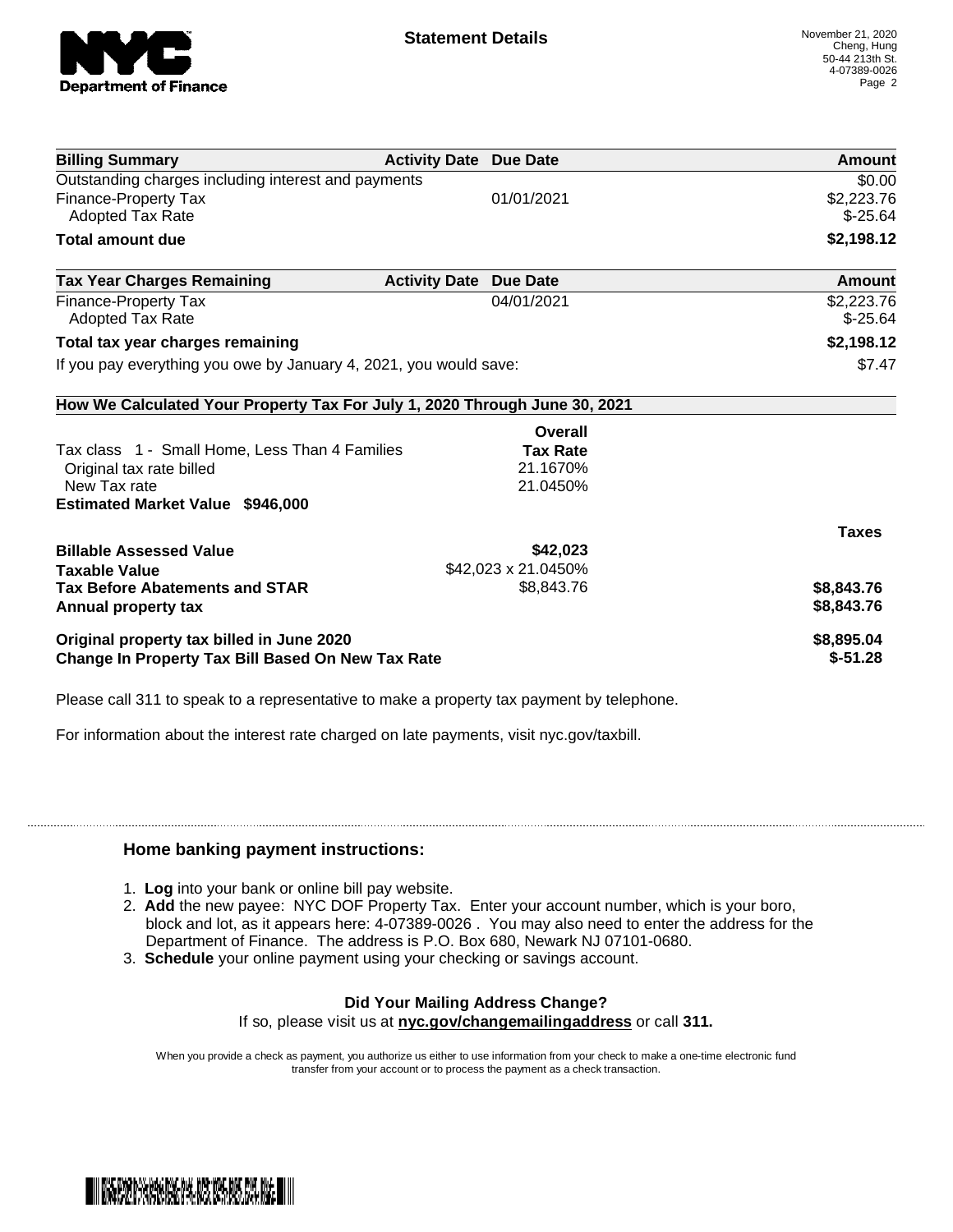# Statement Details

November 21, 2020
Cheng, Hung
50-44 213th St.
4-07389-0026

| Billing Summary | Activity Date | Due Date | Amount |
|---|---|---|---|
| Outstanding charges including interest and payments | | | $0.00 |
| Finance-Property Tax | | 01/01/2021 | $2,223.76 |
| Adopted Tax Rate | | | $-25.64 |
| **Total amount due** | | | **$2,198.12** |

| Tax Year Charges Remaining | Activity Date | Due Date | Amount |
|---|---|---|---|
| Finance-Property Tax | | 04/01/2021 | $2,223.76 |
| Adopted Tax Rate | | | $-25.64 |
| **Total tax year charges remaining** | | | **$2,198.12** |
| If you pay everything you owe by January 4, 2021, you would save: | | | $7.47 |

## How We Calculated Your Property Tax For July 1, 2020 Through June 30, 2021

| | Overall Tax Rate | |
|---|---|---|
| Tax class 1 - Small Home, Less Than 4 Families | | |
| Original tax rate billed | 21.1670% | |
| New Tax rate | 21.0450% | |
| **Estimated Market Value $946,000** | | |
| | | **Taxes** |
| **Billable Assessed Value** | **$42,023** | |
| **Taxable Value** | $42,023 x 21.0450% | |
| **Tax Before Abatements and STAR** | $8,843.76 | **$8,843.76** |
| **Annual property tax** | | **$8,843.76** |
| **Original property tax billed in June 2020** | | **$8,895.04** |
| **Change In Property Tax Bill Based On New Tax Rate** | | **$-51.28** |

Please call 311 to speak to a representative to make a property tax payment by telephone.

For information about the interest rate charged on late payments, visit nyc.gov/taxbill.

### Home banking payment instructions:

1. **Log** into your bank or online bill pay website.
2. **Add** the new payee: NYC DOF Property Tax. Enter your account number, which is your boro, block and lot, as it appears here: 4-07389-0026 . You may also need to enter the address for the Department of Finance. The address is P.O. Box 680, Newark NJ 07101-0680.
3. **Schedule** your online payment using your checking or savings account.

**Did Your Mailing Address Change?**
If so, please visit us at **nyc.gov/changemailingaddress** or call **311.**

When you provide a check as payment, you authorize us either to use information from your check to make a one-time electronic fund transfer from your account or to process the payment as a check transaction.